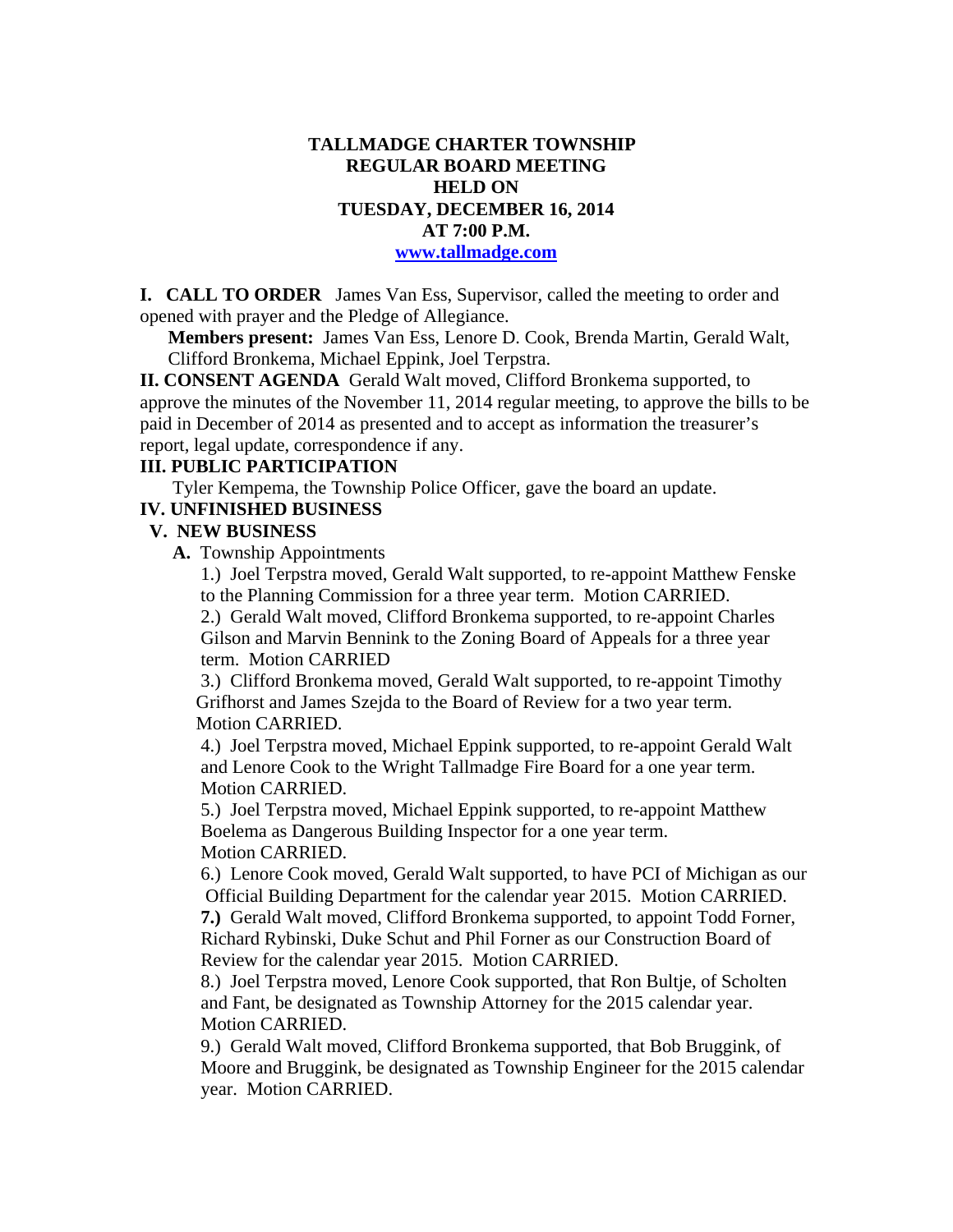**TALLMADGE CHARTER TOWNSHIP**
**REGULAR BOARD MEETING**
**HELD ON**
**TUESDAY, DECEMBER 16, 2014**
**AT 7:00 P.M.**
**www.tallmadge.com**

**I. CALL TO ORDER** James Van Ess, Supervisor, called the meeting to order and opened with prayer and the Pledge of Allegiance.

**Members present:** James Van Ess, Lenore D. Cook, Brenda Martin, Gerald Walt, Clifford Bronkema, Michael Eppink, Joel Terpstra.

**II. CONSENT AGENDA** Gerald Walt moved, Clifford Bronkema supported, to approve the minutes of the November 11, 2014 regular meeting, to approve the bills to be paid in December of 2014 as presented and to accept as information the treasurer's report, legal update, correspondence if any.

**III. PUBLIC PARTICIPATION**

Tyler Kempema, the Township Police Officer, gave the board an update.

**IV. UNFINISHED BUSINESS**

**V. NEW BUSINESS**

**A.** Township Appointments

1.) Joel Terpstra moved, Gerald Walt supported, to re-appoint Matthew Fenske to the Planning Commission for a three year term. Motion CARRIED.

2.) Gerald Walt moved, Clifford Bronkema supported, to re-appoint Charles Gilson and Marvin Bennink to the Zoning Board of Appeals for a three year term. Motion CARRIED

3.) Clifford Bronkema moved, Gerald Walt supported, to re-appoint Timothy Grifhorst and James Szejda to the Board of Review for a two year term. Motion CARRIED.

4.) Joel Terpstra moved, Michael Eppink supported, to re-appoint Gerald Walt and Lenore Cook to the Wright Tallmadge Fire Board for a one year term. Motion CARRIED.

5.) Joel Terpstra moved, Michael Eppink supported, to re-appoint Matthew Boelema as Dangerous Building Inspector for a one year term. Motion CARRIED.

6.) Lenore Cook moved, Gerald Walt supported, to have PCI of Michigan as our Official Building Department for the calendar year 2015. Motion CARRIED.

**7.)** Gerald Walt moved, Clifford Bronkema supported, to appoint Todd Forner, Richard Rybinski, Duke Schut and Phil Forner as our Construction Board of Review for the calendar year 2015. Motion CARRIED.

8.) Joel Terpstra moved, Lenore Cook supported, that Ron Bultje, of Scholten and Fant, be designated as Township Attorney for the 2015 calendar year. Motion CARRIED.

9.) Gerald Walt moved, Clifford Bronkema supported, that Bob Bruggink, of Moore and Bruggink, be designated as Township Engineer for the 2015 calendar year. Motion CARRIED.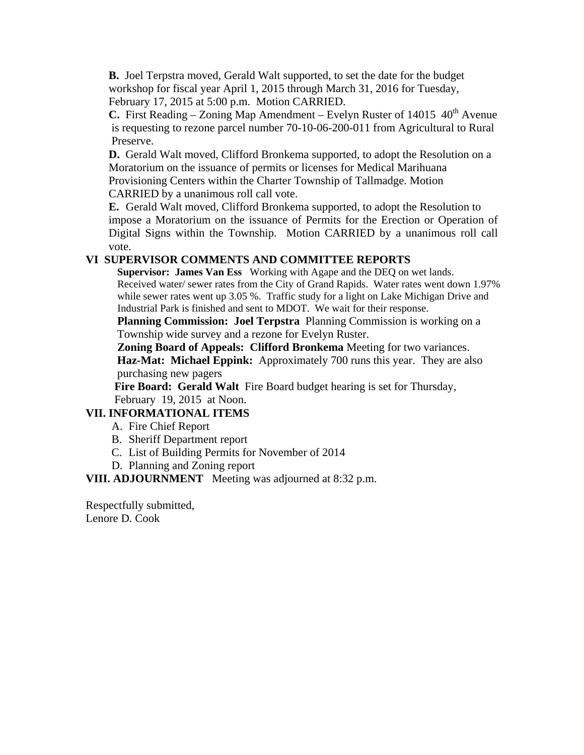**B.** Joel Terpstra moved, Gerald Walt supported, to set the date for the budget workshop for fiscal year April 1, 2015 through March 31, 2016 for Tuesday, February 17, 2015 at 5:00 p.m. Motion CARRIED.

**C.** First Reading – Zoning Map Amendment – Evelyn Ruster of 14015 40th Avenue is requesting to rezone parcel number 70-10-06-200-011 from Agricultural to Rural Preserve.

**D.** Gerald Walt moved, Clifford Bronkema supported, to adopt the Resolution on a Moratorium on the issuance of permits or licenses for Medical Marihuana Provisioning Centers within the Charter Township of Tallmadge. Motion CARRIED by a unanimous roll call vote.

**E.** Gerald Walt moved, Clifford Bronkema supported, to adopt the Resolution to impose a Moratorium on the issuance of Permits for the Erection or Operation of Digital Signs within the Township. Motion CARRIED by a unanimous roll call vote.

## VI SUPERVISOR COMMENTS AND COMMITTEE REPORTS

**Supervisor: James Van Ess** Working with Agape and the DEQ on wet lands. Received water/ sewer rates from the City of Grand Rapids. Water rates went down 1.97% while sewer rates went up 3.05 %. Traffic study for a light on Lake Michigan Drive and Industrial Park is finished and sent to MDOT. We wait for their response.

**Planning Commission: Joel Terpstra** Planning Commission is working on a Township wide survey and a rezone for Evelyn Ruster.

**Zoning Board of Appeals: Clifford Bronkema** Meeting for two variances.

**Haz-Mat: Michael Eppink:** Approximately 700 runs this year. They are also purchasing new pagers

**Fire Board: Gerald Walt** Fire Board budget hearing is set for Thursday, February 19, 2015 at Noon.

## VII. INFORMATIONAL ITEMS

A. Fire Chief Report
B. Sheriff Department report
C. List of Building Permits for November of 2014
D. Planning and Zoning report

## VIII. ADJOURNMENT

Meeting was adjourned at 8:32 p.m.

Respectfully submitted,
Lenore D. Cook